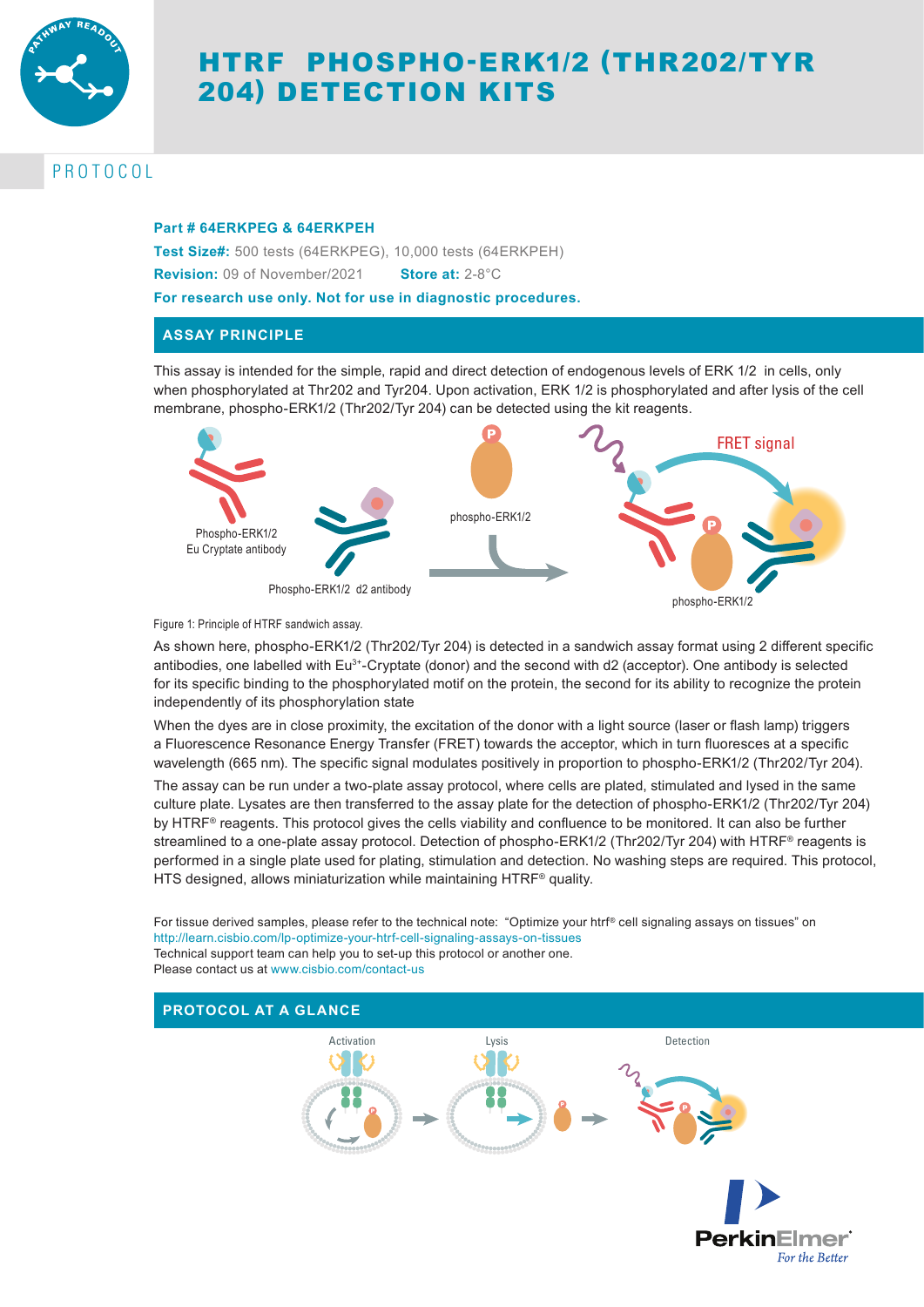# HTRF PHOSPHO-ERK1/2 (THR202/TYR 204) DETECTION KITS

PROTOCOL

**Part # 64ERKPEG & 64ERKPEH**

**Test Size#:** 500 tests (64ERKPEG), 10,000 tests (64ERKPEH)

**Revision:** 09 of November/2021 **Store at:** 2-8°C

**For research use only. Not for use in diagnostic procedures.**

## ASSAY PRINCIPLE

This assay is intended for the simple, rapid and direct detection of endogenous levels of ERK 1/2 in cells, only when phosphorylated at Thr202 and Tyr204. Upon activation, ERK 1/2 is phosphorylated and after lysis of the cell membrane, phospho-ERK1/2 (Thr202/Tyr 204) can be detected using the kit reagents.

Figure 1: Principle of HTRF sandwich assay.

As shown here, phospho-ERK1/2 (Thr202/Tyr 204) is detected in a sandwich assay format using 2 different specific antibodies, one labelled with $Eu^{3+}$-Cryptate (donor) and the second with d2 (acceptor). One antibody is selected for its specific binding to the phosphorylated motif on the protein, the second for its ability to recognize the protein independently of its phosphorylation state

When the dyes are in close proximity, the excitation of the donor with a light source (laser or flash lamp) triggers a Fluorescence Resonance Energy Transfer (FRET) towards the acceptor, which in turn fluoresces at a specific wavelength (665 nm). The specific signal modulates positively in proportion to phospho-ERK1/2 (Thr202/Tyr 204).

The assay can be run under a two-plate assay protocol, where cells are plated, stimulated and lysed in the same culture plate. Lysates are then transferred to the assay plate for the detection of phospho-ERK1/2 (Thr202/Tyr 204) by HTRF® reagents. This protocol gives the cells viability and confluence to be monitored. It can also be further streamlined to a one-plate assay protocol. Detection of phospho-ERK1/2 (Thr202/Tyr 204) with HTRF® reagents is performed in a single plate used for plating, stimulation and detection. No washing steps are required. This protocol, HTS designed, allows miniaturization while maintaining HTRF® quality.

For tissue derived samples, please refer to the technical note: "Optimize your htrf® cell signaling assays on tissues" on http://learn.cisbio.com/lp-optimize-your-htrf-cell-signaling-assays-on-tissues
Technical support team can help you to set-up this protocol or another one.
Please contact us at www.cisbio.com/contact-us

## PROTOCOL AT A GLANCE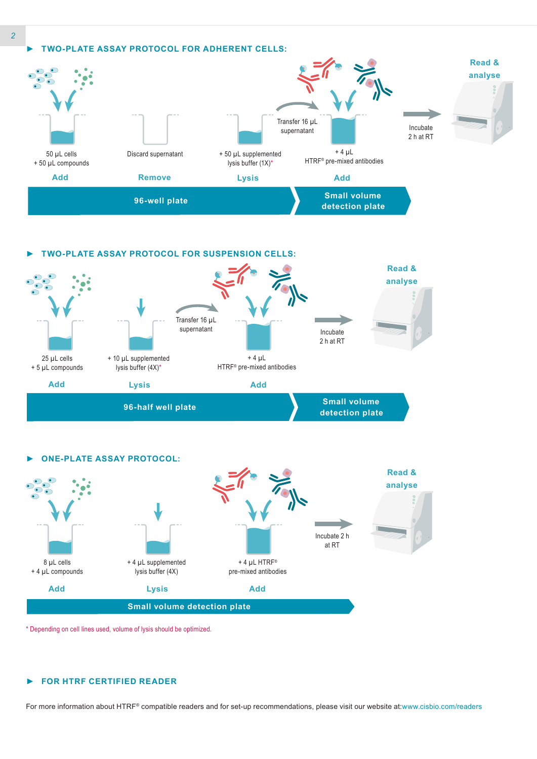## ▶ TWO-PLATE ASSAY PROTOCOL FOR ADHERENT CELLS:

**Add**
50 µL cells
+ 50 µL compounds

**Remove**
Discard supernatant

**Lysis**
+ 50 µL supplemented lysis buffer (1X)*

Transfer 16 µL supernatant

**Add**
+ 4 µL
HTRF® pre-mixed antibodies

Incubate 2 h at RT

**Read & analyse**

96-well plate | Small volume detection plate

## ▶ TWO-PLATE ASSAY PROTOCOL FOR SUSPENSION CELLS:

**Add**
25 µL cells
+ 5 µL compounds

**Lysis**
+ 10 µL supplemented lysis buffer (4X)*

Transfer 16 µL supernatant

**Add**
+ 4 µL
HTRF® pre-mixed antibodies

Incubate 2 h at RT

**Read & analyse**

96-half well plate | Small volume detection plate

## ▶ ONE-PLATE ASSAY PROTOCOL:

**Add**
8 µL cells
+ 4 µL compounds

**Lysis**
+ 4 µL supplemented lysis buffer (4X)

**Add**
+ 4 µL HTRF® pre-mixed antibodies

Incubate 2 h at RT

**Read & analyse**

Small volume detection plate

* Depending on cell lines used, volume of lysis should be optimized.

## ▶ FOR HTRF CERTIFIED READER

For more information about HTRF® compatible readers and for set-up recommendations, please visit our website at:www.cisbio.com/readers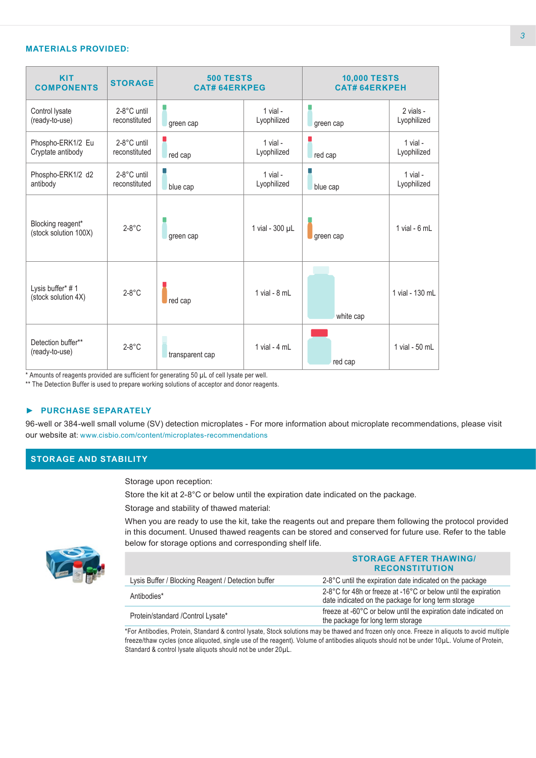## MATERIALS PROVIDED:

| KIT COMPONENTS | STORAGE | 500 TESTS CAT# 64ERKPEG | | 10,000 TESTS CAT# 64ERKPEH | |
|---|---|---|---|---|---|
| Control lysate (ready-to-use) | 2-8°C until reconstituted | green cap | 1 vial - Lyophilized | green cap | 2 vials - Lyophilized |
| Phospho-ERK1/2 Eu Cryptate antibody | 2-8°C until reconstituted | red cap | 1 vial - Lyophilized | red cap | 1 vial - Lyophilized |
| Phospho-ERK1/2 d2 antibody | 2-8°C until reconstituted | blue cap | 1 vial - Lyophilized | blue cap | 1 vial - Lyophilized |
| Blocking reagent* (stock solution 100X) | 2-8°C | green cap | 1 vial - 300 µL | green cap | 1 vial - 6 mL |
| Lysis buffer* # 1 (stock solution 4X) | 2-8°C | red cap | 1 vial - 8 mL | white cap | 1 vial - 130 mL |
| Detection buffer** (ready-to-use) | 2-8°C | transparent cap | 1 vial - 4 mL | red cap | 1 vial - 50 mL |

* Amounts of reagents provided are sufficient for generating 50 µL of cell lysate per well.
** The Detection Buffer is used to prepare working solutions of acceptor and donor reagents.

### ► PURCHASE SEPARATELY

96-well or 384-well small volume (SV) detection microplates - For more information about microplate recommendations, please visit our website at: www.cisbio.com/content/microplates-recommendations

## STORAGE AND STABILITY

Storage upon reception:

Store the kit at 2-8°C or below until the expiration date indicated on the package.

Storage and stability of thawed material:

When you are ready to use the kit, take the reagents out and prepare them following the protocol provided in this document. Unused thawed reagents can be stored and conserved for future use. Refer to the table below for storage options and corresponding shelf life.

| | STORAGE AFTER THAWING/ RECONSTITUTION |
|---|---|
| Lysis Buffer / Blocking Reagent / Detection buffer | 2-8°C until the expiration date indicated on the package |
| Antibodies* | 2-8°C for 48h or freeze at -16°C or below until the expiration date indicated on the package for long term storage |
| Protein/standard /Control Lysate* | freeze at -60°C or below until the expiration date indicated on the package for long term storage |

*For Antibodies, Protein, Standard & control lysate, Stock solutions may be thawed and frozen only once. Freeze in aliquots to avoid multiple freeze/thaw cycles (once aliquoted, single use of the reagent). Volume of antibodies aliquots should not be under 10µL. Volume of Protein, Standard & control lysate aliquots should not be under 20µL.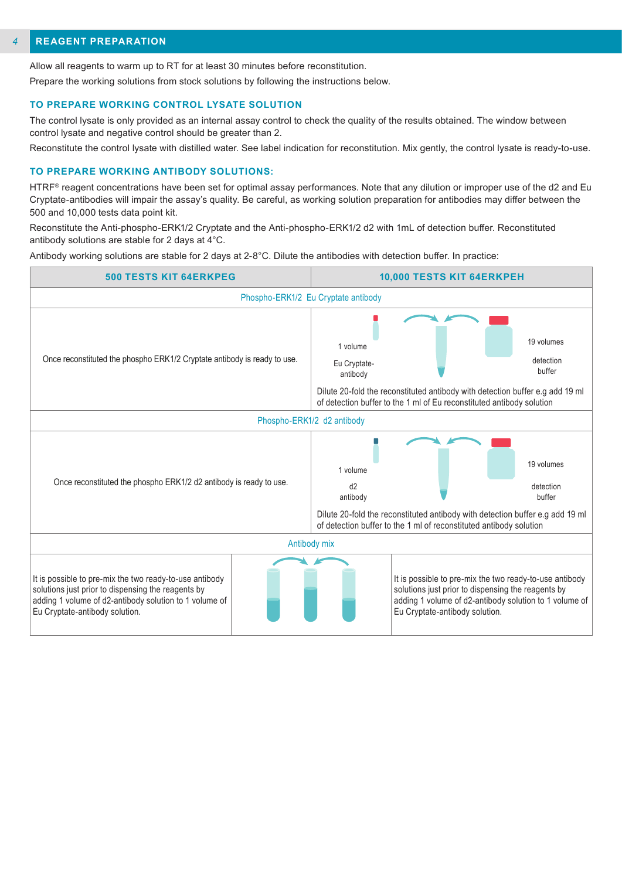## 4 REAGENT PREPARATION

Allow all reagents to warm up to RT for at least 30 minutes before reconstitution.

Prepare the working solutions from stock solutions by following the instructions below.

### TO PREPARE WORKING CONTROL LYSATE SOLUTION

The control lysate is only provided as an internal assay control to check the quality of the results obtained. The window between control lysate and negative control should be greater than 2.

Reconstitute the control lysate with distilled water. See label indication for reconstitution. Mix gently, the control lysate is ready-to-use.

### TO PREPARE WORKING ANTIBODY SOLUTIONS:

HTRF® reagent concentrations have been set for optimal assay performances. Note that any dilution or improper use of the d2 and Eu Cryptate-antibodies will impair the assay's quality. Be careful, as working solution preparation for antibodies may differ between the 500 and 10,000 tests data point kit.

Reconstitute the Anti-phospho-ERK1/2 Cryptate and the Anti-phospho-ERK1/2 d2 with 1mL of detection buffer. Reconstituted antibody solutions are stable for 2 days at 4°C.

Antibody working solutions are stable for 2 days at 2-8°C. Dilute the antibodies with detection buffer. In practice:

| 500 TESTS KIT 64ERKPEG | 10,000 TESTS KIT 64ERKPEH |
|---|---|
| **Phospho-ERK1/2 Eu Cryptate antibody** | |
| Once reconstituted the phospho ERK1/2 Cryptate antibody is ready to use. | 1 volume Eu Cryptate-antibody; 19 volumes detection buffer. Dilute 20-fold the reconstituted antibody with detection buffer e.g add 19 ml of detection buffer to the 1 ml of Eu reconstituted antibody solution |
| **Phospho-ERK1/2 d2 antibody** | |
| Once reconstituted the phospho ERK1/2 d2 antibody is ready to use. | 1 volume d2 antibody; 19 volumes detection buffer. Dilute 20-fold the reconstituted antibody with detection buffer e.g add 19 ml of detection buffer to the 1 ml of reconstituted antibody solution |
| **Antibody mix** | |
| It is possible to pre-mix the two ready-to-use antibody solutions just prior to dispensing the reagents by adding 1 volume of d2-antibody solution to 1 volume of Eu Cryptate-antibody solution. | It is possible to pre-mix the two ready-to-use antibody solutions just prior to dispensing the reagents by adding 1 volume of d2-antibody solution to 1 volume of Eu Cryptate-antibody solution. |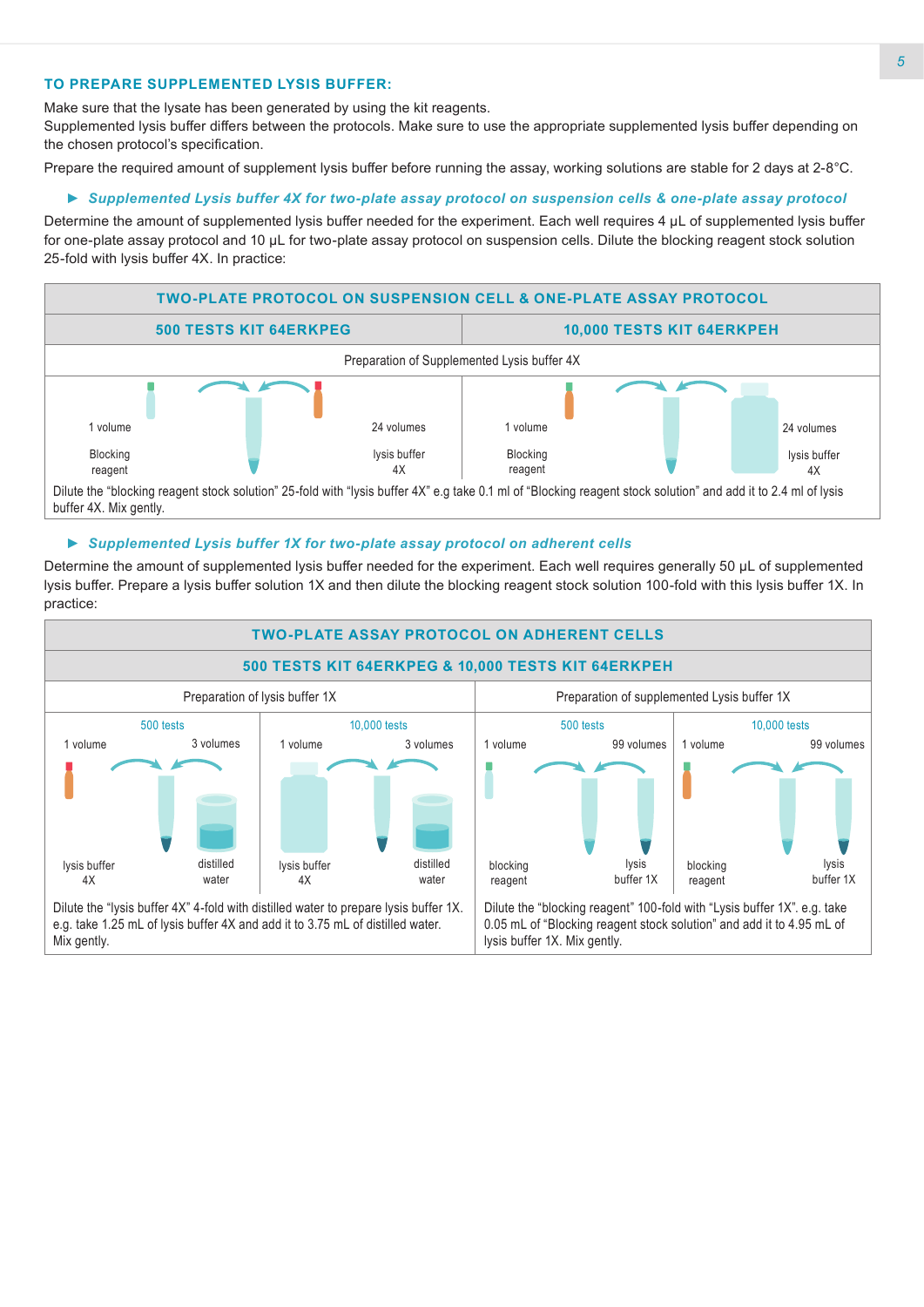### TO PREPARE SUPPLEMENTED LYSIS BUFFER:

Make sure that the lysate has been generated by using the kit reagents.
Supplemented lysis buffer differs between the protocols. Make sure to use the appropriate supplemented lysis buffer depending on the chosen protocol's specification.

Prepare the required amount of supplement lysis buffer before running the assay, working solutions are stable for 2 days at 2-8°C.

► ***Supplemented Lysis buffer 4X for two-plate assay protocol on suspension cells & one-plate assay protocol***

Determine the amount of supplemented lysis buffer needed for the experiment. Each well requires 4 µL of supplemented lysis buffer for one-plate assay protocol and 10 µL for two-plate assay protocol on suspension cells. Dilute the blocking reagent stock solution 25-fold with lysis buffer 4X. In practice:

| TWO-PLATE PROTOCOL ON SUSPENSION CELL & ONE-PLATE ASSAY PROTOCOL | |
|---|---|
| **500 TESTS KIT 64ERKPEG** | **10,000 TESTS KIT 64ERKPEH** |
| Preparation of Supplemented Lysis buffer 4X | |
| 1 volume Blocking reagent — 24 volumes lysis buffer 4X | 1 volume Blocking reagent — 24 volumes lysis buffer 4X |
| Dilute the "blocking reagent stock solution" 25-fold with "lysis buffer 4X" e.g take 0.1 ml of "Blocking reagent stock solution" and add it to 2.4 ml of lysis buffer 4X. Mix gently. | |

► ***Supplemented Lysis buffer 1X for two-plate assay protocol on adherent cells***

Determine the amount of supplemented lysis buffer needed for the experiment. Each well requires generally 50 µL of supplemented lysis buffer. Prepare a lysis buffer solution 1X and then dilute the blocking reagent stock solution 100-fold with this lysis buffer 1X. In practice:

| TWO-PLATE ASSAY PROTOCOL ON ADHERENT CELLS | | | |
|---|---|---|---|
| **500 TESTS KIT 64ERKPEG & 10,000 TESTS KIT 64ERKPEH** | | | |
| Preparation of lysis buffer 1X | | Preparation of supplemented Lysis buffer 1X | |
| 500 tests | 10,000 tests | 500 tests | 10,000 tests |
| 1 volume lysis buffer 4X — 3 volumes distilled water | 1 volume lysis buffer 4X — 3 volumes distilled water | 1 volume blocking reagent — 99 volumes lysis buffer 1X | 1 volume blocking reagent — 99 volumes lysis buffer 1X |
| Dilute the "lysis buffer 4X" 4-fold with distilled water to prepare lysis buffer 1X. e.g. take 1.25 mL of lysis buffer 4X and add it to 3.75 mL of distilled water. Mix gently. | | Dilute the "blocking reagent" 100-fold with "Lysis buffer 1X". e.g. take 0.05 mL of "Blocking reagent stock solution" and add it to 4.95 mL of lysis buffer 1X. Mix gently. | |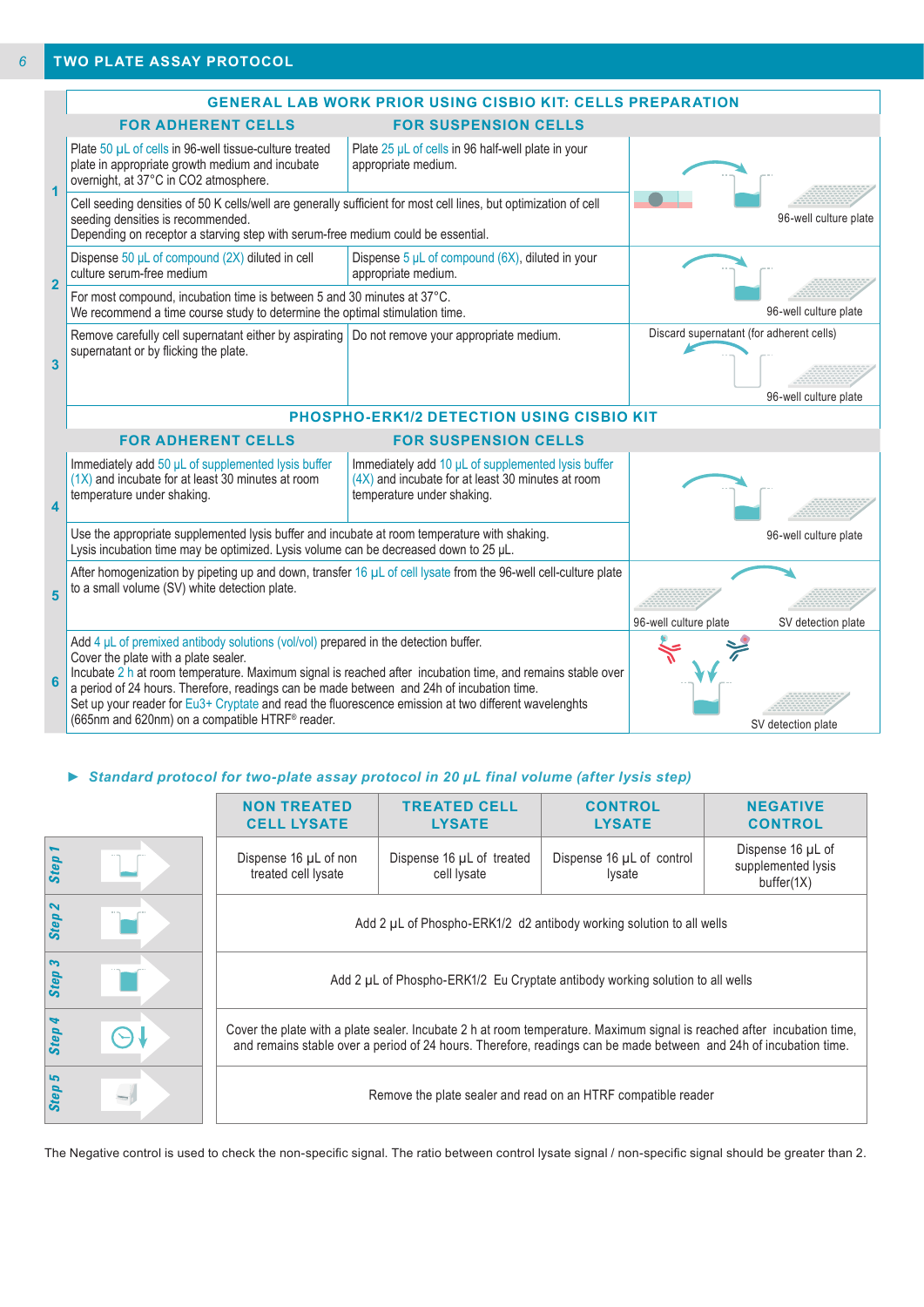## TWO PLATE ASSAY PROTOCOL

### GENERAL LAB WORK PRIOR USING CISBIO KIT: CELLS PREPARATION

| Step | FOR ADHERENT CELLS | FOR SUSPENSION CELLS | |
|---|---|---|---|
| 1 | Plate 50 µL of cells in 96-well tissue-culture treated plate in appropriate growth medium and incubate overnight, at 37°C in CO2 atmosphere. | Plate 25 µL of cells in 96 half-well plate in your appropriate medium. | 96-well culture plate |
| | Cell seeding densities of 50 K cells/well are generally sufficient for most cell lines, but optimization of cell seeding densities is recommended. Depending on receptor a starving step with serum-free medium could be essential. | | |
| 2 | Dispense 50 µL of compound (2X) diluted in cell culture serum-free medium | Dispense 5 µL of compound (6X), diluted in your appropriate medium. | 96-well culture plate |
| | For most compound, incubation time is between 5 and 30 minutes at 37°C. We recommend a time course study to determine the optimal stimulation time. | | |
| 3 | Remove carefully cell supernatant either by aspirating supernatant or by flicking the plate. | Do not remove your appropriate medium. | Discard supernatant (for adherent cells) 96-well culture plate |

### PHOSPHO-ERK1/2 DETECTION USING CISBIO KIT

| Step | FOR ADHERENT CELLS | FOR SUSPENSION CELLS | |
|---|---|---|---|
| 4 | Immediately add 50 µL of supplemented lysis buffer (1X) and incubate for at least 30 minutes at room temperature under shaking. | Immediately add 10 µL of supplemented lysis buffer (4X) and incubate for at least 30 minutes at room temperature under shaking. | 96-well culture plate |
| | Use the appropriate supplemented lysis buffer and incubate at room temperature with shaking. Lysis incubation time may be optimized. Lysis volume can be decreased down to 25 µL. | | |
| 5 | After homogenization by pipeting up and down, transfer 16 µL of cell lysate from the 96-well cell-culture plate to a small volume (SV) white detection plate. | | 96-well culture plate → SV detection plate |
| 6 | Add 4 µL of premixed antibody solutions (vol/vol) prepared in the detection buffer. Cover the plate with a plate sealer. Incubate 2 h at room temperature. Maximum signal is reached after incubation time, and remains stable over a period of 24 hours. Therefore, readings can be made between and 24h of incubation time. Set up your reader for Eu3+ Cryptate and read the fluorescence emission at two different wavelengths (665nm and 620nm) on a compatible HTRF® reader. | | SV detection plate |

► ***Standard protocol for two-plate assay protocol in 20 µL final volume (after lysis step)***

| | NON TREATED CELL LYSATE | TREATED CELL LYSATE | CONTROL LYSATE | NEGATIVE CONTROL |
|---|---|---|---|---|
| Step 1 | Dispense 16 µL of non treated cell lysate | Dispense 16 µL of treated cell lysate | Dispense 16 µL of control lysate | Dispense 16 µL of supplemented lysis buffer(1X) |
| Step 2 | Add 2 µL of Phospho-ERK1/2 d2 antibody working solution to all wells | | | |
| Step 3 | Add 2 µL of Phospho-ERK1/2 Eu Cryptate antibody working solution to all wells | | | |
| Step 4 | Cover the plate with a plate sealer. Incubate 2 h at room temperature. Maximum signal is reached after incubation time, and remains stable over a period of 24 hours. Therefore, readings can be made between and 24h of incubation time. | | | |
| Step 5 | Remove the plate sealer and read on an HTRF compatible reader | | | |

The Negative control is used to check the non-specific signal. The ratio between control lysate signal / non-specific signal should be greater than 2.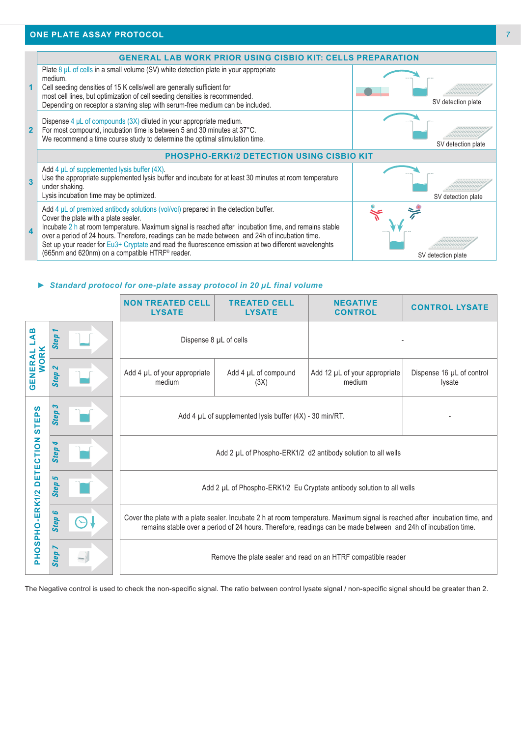## ONE PLATE ASSAY PROTOCOL

| | GENERAL LAB WORK PRIOR USING CISBIO KIT: CELLS PREPARATION | |
|---|---|---|
| 1 | Plate 8 µL of cells in a small volume (SV) white detection plate in your appropriate medium. Cell seeding densities of 15 K cells/well are generally sufficient for most cell lines, but optimization of cell seeding densities is recommended. Depending on receptor a starving step with serum-free medium can be included. | SV detection plate |
| 2 | Dispense 4 µL of compounds (3X) diluted in your appropriate medium. For most compound, incubation time is between 5 and 30 minutes at 37°C. We recommend a time course study to determine the optimal stimulation time. | SV detection plate |
| | **PHOSPHO-ERK1/2 DETECTION USING CISBIO KIT** | |
| 3 | Add 4 µL of supplemented lysis buffer (4X). Use the appropriate supplemented lysis buffer and incubate for at least 30 minutes at room temperature under shaking. Lysis incubation time may be optimized. | SV detection plate |
| 4 | Add 4 µL of premixed antibody solutions (vol/vol) prepared in the detection buffer. Cover the plate with a plate sealer. Incubate 2 h at room temperature. Maximum signal is reached after incubation time, and remains stable over a period of 24 hours. Therefore, readings can be made between and 24h of incubation time. Set up your reader for Eu3+ Cryptate and read the fluorescence emission at two different wavelenghts (665nm and 620nm) on a compatible HTRF® reader. | SV detection plate |

► ***Standard protocol for one-plate assay protocol in 20 µL final volume***

| | | NON TREATED CELL LYSATE | TREATED CELL LYSATE | NEGATIVE CONTROL | CONTROL LYSATE |
|---|---|---|---|---|---|
| GENERAL LAB WORK | Step 1 | Dispense 8 µL of cells | | - | |
| | Step 2 | Add 4 µL of your appropriate medium | Add 4 µL of compound (3X) | Add 12 µL of your appropriate medium | Dispense 16 µL of control lysate |
| PHOSPHO-ERK1/2 DETECTION STEPS | Step 3 | Add 4 µL of supplemented lysis buffer (4X) - 30 min/RT. | | | - |
| | Step 4 | Add 2 µL of Phospho-ERK1/2 d2 antibody solution to all wells | | | |
| | Step 5 | Add 2 µL of Phospho-ERK1/2 Eu Cryptate antibody solution to all wells | | | |
| | Step 6 | Cover the plate with a plate sealer. Incubate 2 h at room temperature. Maximum signal is reached after incubation time, and remains stable over a period of 24 hours. Therefore, readings can be made between and 24h of incubation time. | | | |
| | Step 7 | Remove the plate sealer and read on an HTRF compatible reader | | | |

The Negative control is used to check the non-specific signal. The ratio between control lysate signal / non-specific signal should be greater than 2.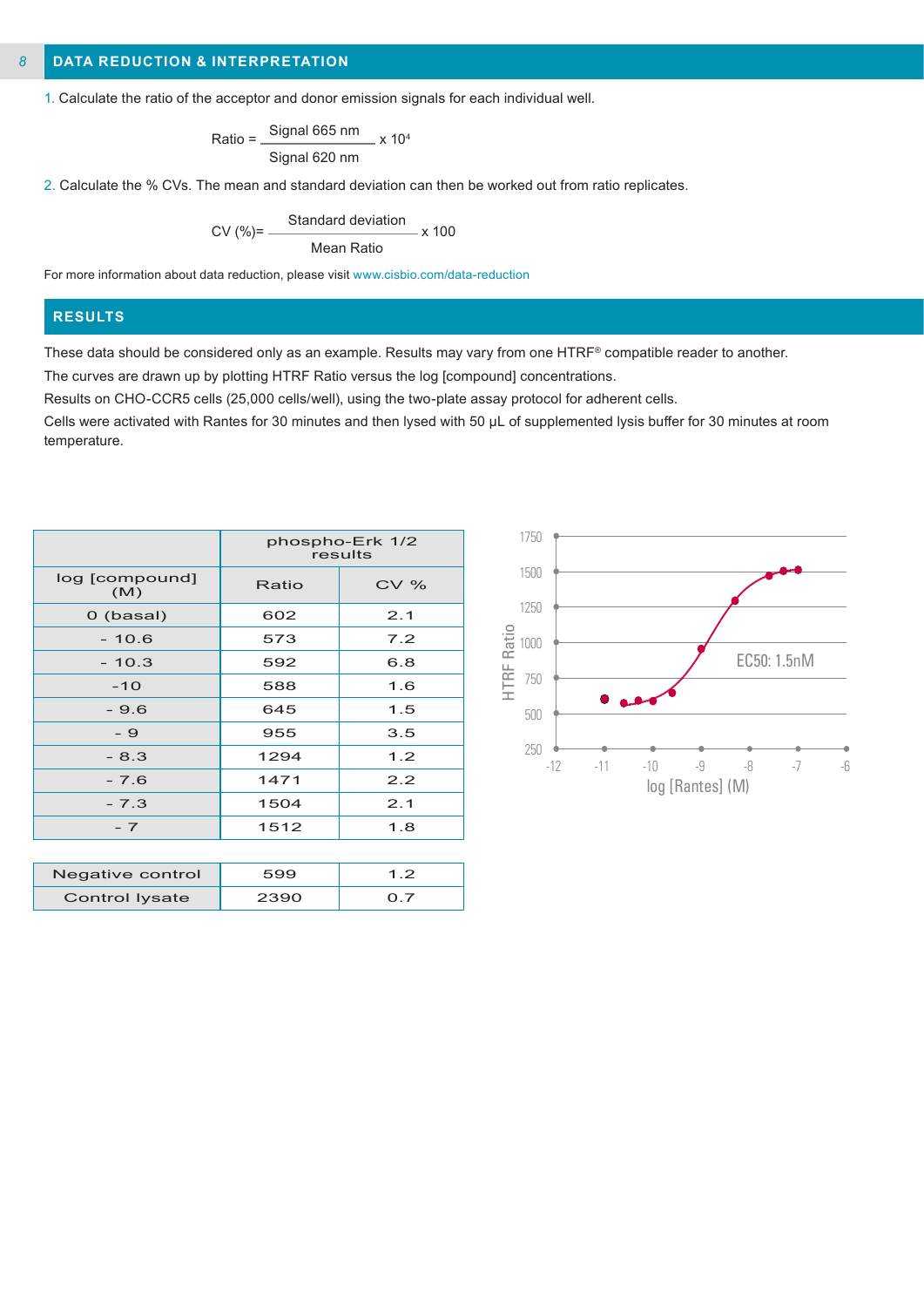## DATA REDUCTION & INTERPRETATION

1. Calculate the ratio of the acceptor and donor emission signals for each individual well.

$$\text{Ratio} = \frac{\text{Signal 665 nm}}{\text{Signal 620 nm}} \times 10^4$$

2. Calculate the % CVs. The mean and standard deviation can then be worked out from ratio replicates.

$$\text{CV (\%)} = \frac{\text{Standard deviation}}{\text{Mean Ratio}} \times 100$$

For more information about data reduction, please visit www.cisbio.com/data-reduction

## RESULTS

These data should be considered only as an example. Results may vary from one HTRF® compatible reader to another.

The curves are drawn up by plotting HTRF Ratio versus the log [compound] concentrations.

Results on CHO-CCR5 cells (25,000 cells/well), using the two-plate assay protocol for adherent cells.

Cells were activated with Rantes for 30 minutes and then lysed with 50 µL of supplemented lysis buffer for 30 minutes at room temperature.

| | phospho-Erk 1/2 results | |
|---|---|---|
| log [compound] (M) | Ratio | CV % |
| 0 (basal) | 602 | 2.1 |
| - 10.6 | 573 | 7.2 |
| - 10.3 | 592 | 6.8 |
| -10 | 588 | 1.6 |
| - 9.6 | 645 | 1.5 |
| - 9 | 955 | 3.5 |
| - 8.3 | 1294 | 1.2 |
| - 7.6 | 1471 | 2.2 |
| - 7.3 | 1504 | 2.1 |
| - 7 | 1512 | 1.8 |

| | | |
|---|---|---|
| Negative control | 599 | 1.2 |
| Control lysate | 2390 | 0.7 |

HTRF Ratio vs log [Rantes] (M) — EC50: 1.5nM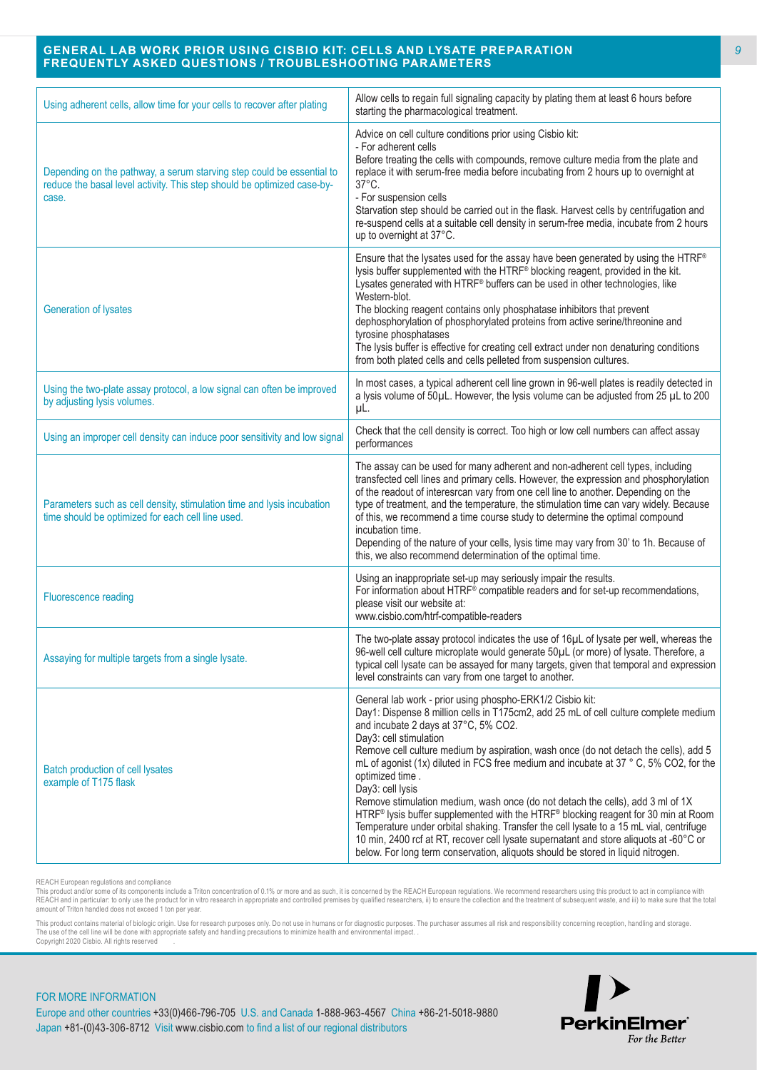## GENERAL LAB WORK PRIOR USING CISBIO KIT: CELLS AND LYSATE PREPARATION FREQUENTLY ASKED QUESTIONS / TROUBLESHOOTING PARAMETERS

| | |
|---|---|
| Using adherent cells, allow time for your cells to recover after plating | Allow cells to regain full signaling capacity by plating them at least 6 hours before starting the pharmacological treatment. |
| Depending on the pathway, a serum starving step could be essential to reduce the basal level activity. This step should be optimized case-by-case. | Advice on cell culture conditions prior using Cisbio kit:<br>- For adherent cells<br>Before treating the cells with compounds, remove culture media from the plate and replace it with serum-free media before incubating from 2 hours up to overnight at 37°C.<br>- For suspension cells<br>Starvation step should be carried out in the flask. Harvest cells by centrifugation and re-suspend cells at a suitable cell density in serum-free media, incubate from 2 hours up to overnight at 37°C. |
| Generation of lysates | Ensure that the lysates used for the assay have been generated by using the HTRF® lysis buffer supplemented with the HTRF® blocking reagent, provided in the kit. Lysates generated with HTRF® buffers can be used in other technologies, like Western-blot.<br>The blocking reagent contains only phosphatase inhibitors that prevent dephosphorylation of phosphorylated proteins from active serine/threonine and tyrosine phosphatases<br>The lysis buffer is effective for creating cell extract under non denaturing conditions from both plated cells and cells pelleted from suspension cultures. |
| Using the two-plate assay protocol, a low signal can often be improved by adjusting lysis volumes. | In most cases, a typical adherent cell line grown in 96-well plates is readily detected in a lysis volume of 50µL. However, the lysis volume can be adjusted from 25 µL to 200 µL. |
| Using an improper cell density can induce poor sensitivity and low signal | Check that the cell density is correct. Too high or low cell numbers can affect assay performances |
| Parameters such as cell density, stimulation time and lysis incubation time should be optimized for each cell line used. | The assay can be used for many adherent and non-adherent cell types, including transfected cell lines and primary cells. However, the expression and phosphorylation of the readout of interesrcan vary from one cell line to another. Depending on the type of treatment, and the temperature, the stimulation time can vary widely. Because of this, we recommend a time course study to determine the optimal compound incubation time.<br>Depending of the nature of your cells, lysis time may vary from 30' to 1h. Because of this, we also recommend determination of the optimal time. |
| Fluorescence reading | Using an inappropriate set-up may seriously impair the results.<br>For information about HTRF® compatible readers and for set-up recommendations, please visit our website at:<br>www.cisbio.com/htrf-compatible-readers |
| Assaying for multiple targets from a single lysate. | The two-plate assay protocol indicates the use of 16µL of lysate per well, whereas the 96-well cell culture microplate would generate 50µL (or more) of lysate. Therefore, a typical cell lysate can be assayed for many targets, given that temporal and expression level constraints can vary from one target to another. |
| Batch production of cell lysates<br>example of T175 flask | General lab work - prior using phospho-ERK1/2 Cisbio kit:<br>Day1: Dispense 8 million cells in T175cm2, add 25 mL of cell culture complete medium and incubate 2 days at 37°C, 5% $CO_2$.<br>Day3: cell stimulation<br>Remove cell culture medium by aspiration, wash once (do not detach the cells), add 5 mL of agonist (1x) diluted in FCS free medium and incubate at 37 ° C, 5% $CO_2$, for the optimized time .<br>Day3: cell lysis<br>Remove stimulation medium, wash once (do not detach the cells), add 3 ml of 1X HTRF® lysis buffer supplemented with the HTRF® blocking reagent for 30 min at Room Temperature under orbital shaking. Transfer the cell lysate to a 15 mL vial, centrifuge 10 min, 2400 rcf at RT, recover cell lysate supernatant and store aliquots at -60°C or below. For long term conservation, aliquots should be stored in liquid nitrogen. |

REACH European regulations and compliance
This product and/or some of its components include a Triton concentration of 0.1% or more and as such, it is concerned by the REACH European regulations. We recommend researchers using this product to act in compliance with REACH and in particular: to only use the product for in vitro research in appropriate and controlled premises by qualified researchers, ii) to ensure the collection and the treatment of subsequent waste, and iii) to make sure that the total amount of Triton handled does not exceed 1 ton per year.

This product contains material of biologic origin. Use for research purposes only. Do not use in humans or for diagnostic purposes. The purchaser assumes all risk and responsibility concerning reception, handling and storage. The use of the cell line will be done with appropriate safety and handling precautions to minimize health and environmental impact. .
Copyright 2020 Cisbio. All rights reserved

FOR MORE INFORMATION
Europe and other countries +33(0)466-796-705 U.S. and Canada 1-888-963-4567 China +86-21-5018-9880
Japan +81-(0)43-306-8712 Visit www.cisbio.com to find a list of our regional distributors

PerkinElmer®
For the Better